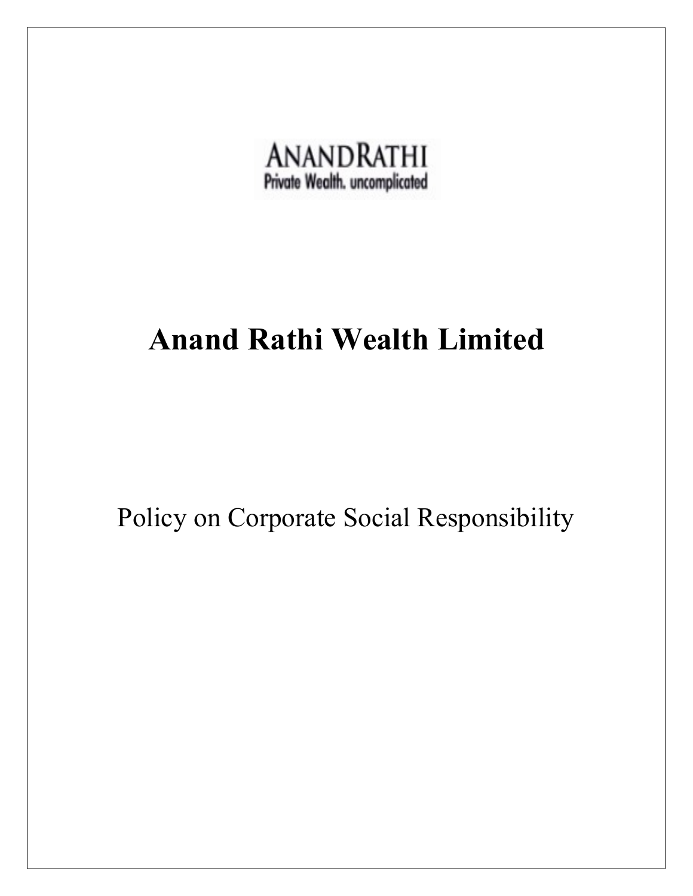ANANDRATHI
Private Wealth. uncomplicated

# Anand Rathi Wealth Limited

Policy on Corporate Social Responsibility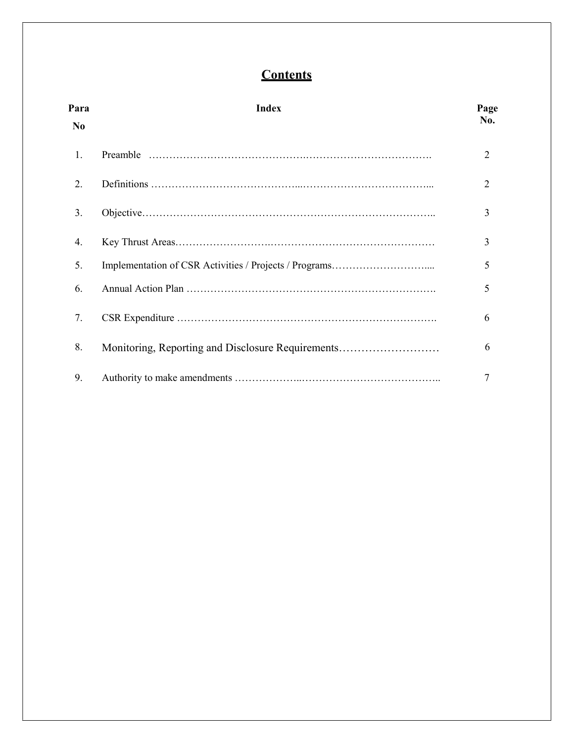# Contents

| Para No | Index | Page No. |
|---|---|---|
| 1. | Preamble | 2 |
| 2. | Definitions | 2 |
| 3. | Objective | 3 |
| 4. | Key Thrust Areas | 3 |
| 5. | Implementation of CSR Activities / Projects / Programs | 5 |
| 6. | Annual Action Plan | 5 |
| 7. | CSR Expenditure | 6 |
| 8. | Monitoring, Reporting and Disclosure Requirements | 6 |
| 9. | Authority to make amendments | 7 |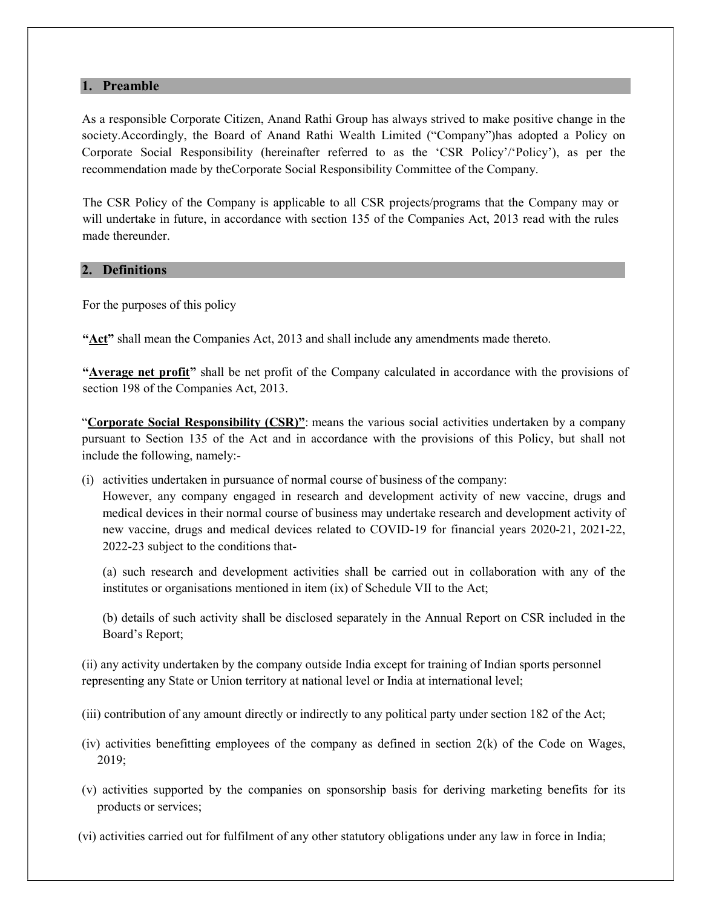## 1. Preamble

As a responsible Corporate Citizen, Anand Rathi Group has always strived to make positive change in the society.Accordingly, the Board of Anand Rathi Wealth Limited ("Company")has adopted a Policy on Corporate Social Responsibility (hereinafter referred to as the 'CSR Policy'/'Policy'), as per the recommendation made by theCorporate Social Responsibility Committee of the Company.

The CSR Policy of the Company is applicable to all CSR projects/programs that the Company may or will undertake in future, in accordance with section 135 of the Companies Act, 2013 read with the rules made thereunder.

## 2. Definitions

For the purposes of this policy

**"Act"** shall mean the Companies Act, 2013 and shall include any amendments made thereto.

**"Average net profit"** shall be net profit of the Company calculated in accordance with the provisions of section 198 of the Companies Act, 2013.

"**Corporate Social Responsibility (CSR)"**: means the various social activities undertaken by a company pursuant to Section 135 of the Act and in accordance with the provisions of this Policy, but shall not include the following, namely:-

(i) activities undertaken in pursuance of normal course of business of the company:
However, any company engaged in research and development activity of new vaccine, drugs and medical devices in their normal course of business may undertake research and development activity of new vaccine, drugs and medical devices related to COVID-19 for financial years 2020-21, 2021-22, 2022-23 subject to the conditions that-

(a) such research and development activities shall be carried out in collaboration with any of the institutes or organisations mentioned in item (ix) of Schedule VII to the Act;

(b) details of such activity shall be disclosed separately in the Annual Report on CSR included in the Board's Report;

(ii) any activity undertaken by the company outside India except for training of Indian sports personnel representing any State or Union territory at national level or India at international level;

(iii) contribution of any amount directly or indirectly to any political party under section 182 of the Act;

(iv) activities benefitting employees of the company as defined in section 2(k) of the Code on Wages, 2019;

(v) activities supported by the companies on sponsorship basis for deriving marketing benefits for its products or services;

(vi) activities carried out for fulfilment of any other statutory obligations under any law in force in India;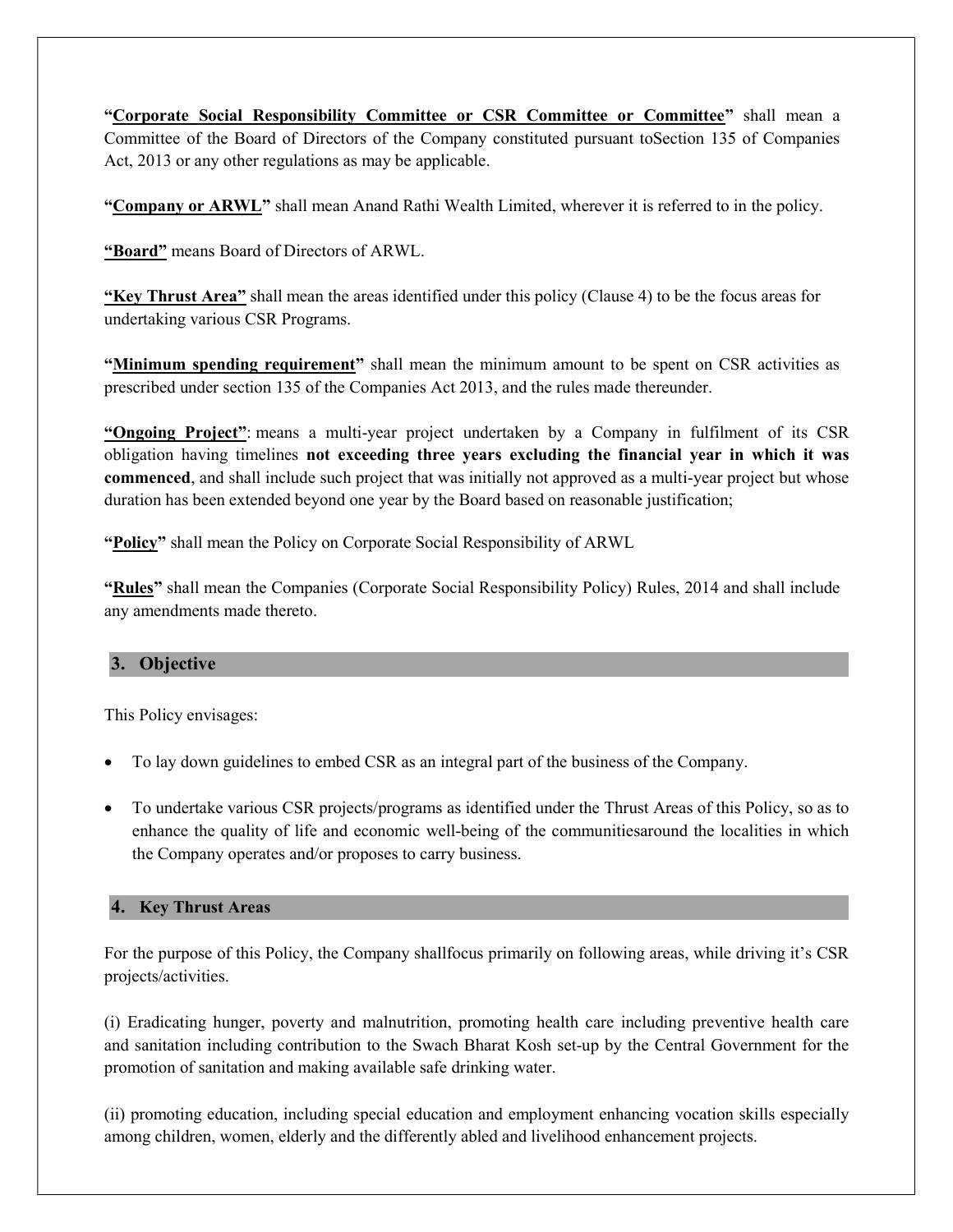"**Corporate Social Responsibility Committee or CSR Committee or Committee**" shall mean a Committee of the Board of Directors of the Company constituted pursuant toSection 135 of Companies Act, 2013 or any other regulations as may be applicable.

"**Company or ARWL**" shall mean Anand Rathi Wealth Limited, wherever it is referred to in the policy.

"**Board**" means Board of Directors of ARWL.

"**Key Thrust Area**" shall mean the areas identified under this policy (Clause 4) to be the focus areas for undertaking various CSR Programs.

"**Minimum spending requirement**" shall mean the minimum amount to be spent on CSR activities as prescribed under section 135 of the Companies Act 2013, and the rules made thereunder.

"**Ongoing Project**": means a multi-year project undertaken by a Company in fulfilment of its CSR obligation having timelines **not exceeding three years excluding the financial year in which it was commenced**, and shall include such project that was initially not approved as a multi-year project but whose duration has been extended beyond one year by the Board based on reasonable justification;

"**Policy**" shall mean the Policy on Corporate Social Responsibility of ARWL

"**Rules**" shall mean the Companies (Corporate Social Responsibility Policy) Rules, 2014 and shall include any amendments made thereto.

## 3. Objective

This Policy envisages:

- To lay down guidelines to embed CSR as an integral part of the business of the Company.
- To undertake various CSR projects/programs as identified under the Thrust Areas of this Policy, so as to enhance the quality of life and economic well-being of the communitiesaround the localities in which the Company operates and/or proposes to carry business.

## 4. Key Thrust Areas

For the purpose of this Policy, the Company shallfocus primarily on following areas, while driving it's CSR projects/activities.

(i) Eradicating hunger, poverty and malnutrition, promoting health care including preventive health care and sanitation including contribution to the Swach Bharat Kosh set-up by the Central Government for the promotion of sanitation and making available safe drinking water.

(ii) promoting education, including special education and employment enhancing vocation skills especially among children, women, elderly and the differently abled and livelihood enhancement projects.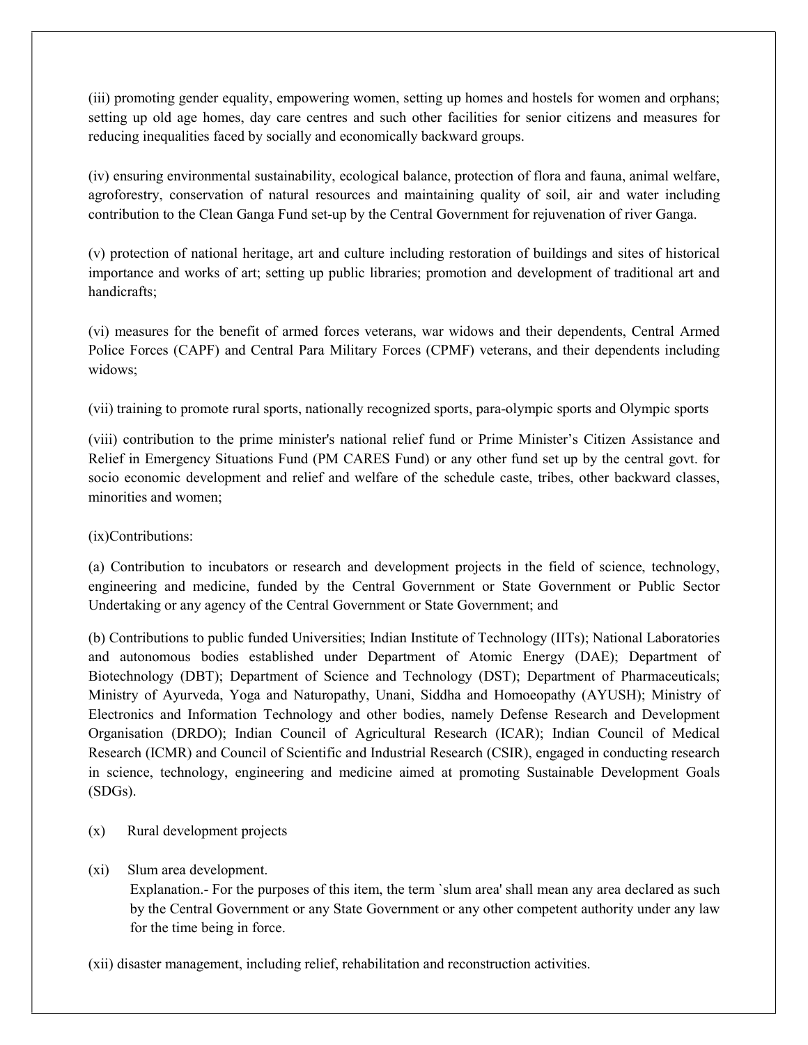(iii) promoting gender equality, empowering women, setting up homes and hostels for women and orphans; setting up old age homes, day care centres and such other facilities for senior citizens and measures for reducing inequalities faced by socially and economically backward groups.

(iv) ensuring environmental sustainability, ecological balance, protection of flora and fauna, animal welfare, agroforestry, conservation of natural resources and maintaining quality of soil, air and water including contribution to the Clean Ganga Fund set-up by the Central Government for rejuvenation of river Ganga.

(v) protection of national heritage, art and culture including restoration of buildings and sites of historical importance and works of art; setting up public libraries; promotion and development of traditional art and handicrafts;

(vi) measures for the benefit of armed forces veterans, war widows and their dependents, Central Armed Police Forces (CAPF) and Central Para Military Forces (CPMF) veterans, and their dependents including widows;

(vii) training to promote rural sports, nationally recognized sports, para-olympic sports and Olympic sports

(viii) contribution to the prime minister's national relief fund or Prime Minister's Citizen Assistance and Relief in Emergency Situations Fund (PM CARES Fund) or any other fund set up by the central govt. for socio economic development and relief and welfare of the schedule caste, tribes, other backward classes, minorities and women;

(ix)Contributions:

(a) Contribution to incubators or research and development projects in the field of science, technology, engineering and medicine, funded by the Central Government or State Government or Public Sector Undertaking or any agency of the Central Government or State Government; and

(b) Contributions to public funded Universities; Indian Institute of Technology (IITs); National Laboratories and autonomous bodies established under Department of Atomic Energy (DAE); Department of Biotechnology (DBT); Department of Science and Technology (DST); Department of Pharmaceuticals; Ministry of Ayurveda, Yoga and Naturopathy, Unani, Siddha and Homoeopathy (AYUSH); Ministry of Electronics and Information Technology and other bodies, namely Defense Research and Development Organisation (DRDO); Indian Council of Agricultural Research (ICAR); Indian Council of Medical Research (ICMR) and Council of Scientific and Industrial Research (CSIR), engaged in conducting research in science, technology, engineering and medicine aimed at promoting Sustainable Development Goals (SDGs).

(x) Rural development projects

(xi) Slum area development.

Explanation.- For the purposes of this item, the term `slum area' shall mean any area declared as such by the Central Government or any State Government or any other competent authority under any law for the time being in force.

(xii) disaster management, including relief, rehabilitation and reconstruction activities.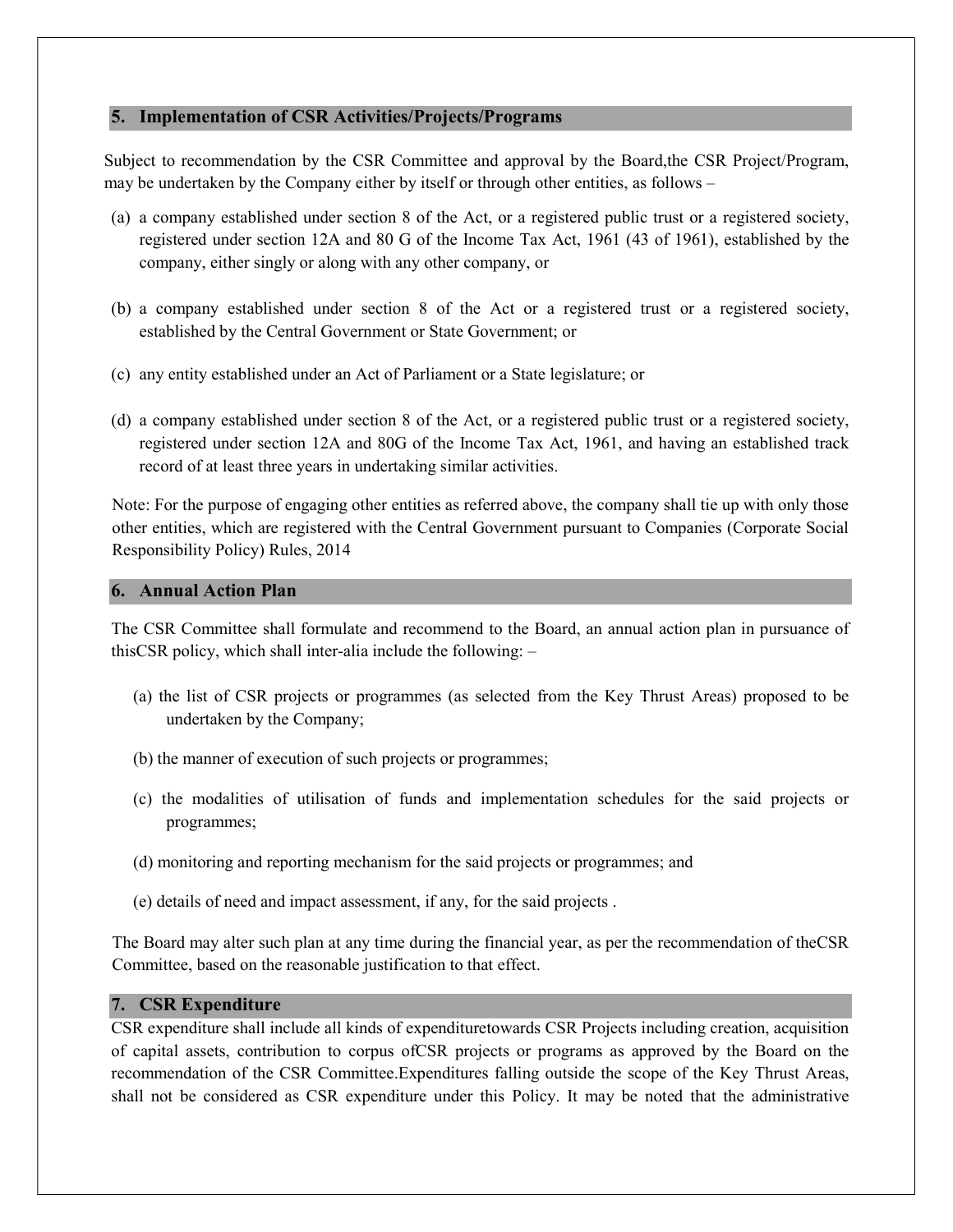## 5. Implementation of CSR Activities/Projects/Programs

Subject to recommendation by the CSR Committee and approval by the Board,the CSR Project/Program, may be undertaken by the Company either by itself or through other entities, as follows –

(a) a company established under section 8 of the Act, or a registered public trust or a registered society, registered under section 12A and 80 G of the Income Tax Act, 1961 (43 of 1961), established by the company, either singly or along with any other company, or

(b) a company established under section 8 of the Act or a registered trust or a registered society, established by the Central Government or State Government; or

(c) any entity established under an Act of Parliament or a State legislature; or

(d) a company established under section 8 of the Act, or a registered public trust or a registered society, registered under section 12A and 80G of the Income Tax Act, 1961, and having an established track record of at least three years in undertaking similar activities.

Note: For the purpose of engaging other entities as referred above, the company shall tie up with only those other entities, which are registered with the Central Government pursuant to Companies (Corporate Social Responsibility Policy) Rules, 2014

## 6. Annual Action Plan

The CSR Committee shall formulate and recommend to the Board, an annual action plan in pursuance of thisCSR policy, which shall inter-alia include the following: –

(a) the list of CSR projects or programmes (as selected from the Key Thrust Areas) proposed to be undertaken by the Company;

(b) the manner of execution of such projects or programmes;

(c) the modalities of utilisation of funds and implementation schedules for the said projects or programmes;

(d) monitoring and reporting mechanism for the said projects or programmes; and

(e) details of need and impact assessment, if any, for the said projects .

The Board may alter such plan at any time during the financial year, as per the recommendation of theCSR Committee, based on the reasonable justification to that effect.

## 7. CSR Expenditure

CSR expenditure shall include all kinds of expendituretowards CSR Projects including creation, acquisition of capital assets, contribution to corpus ofCSR projects or programs as approved by the Board on the recommendation of the CSR Committee.Expenditures falling outside the scope of the Key Thrust Areas, shall not be considered as CSR expenditure under this Policy. It may be noted that the administrative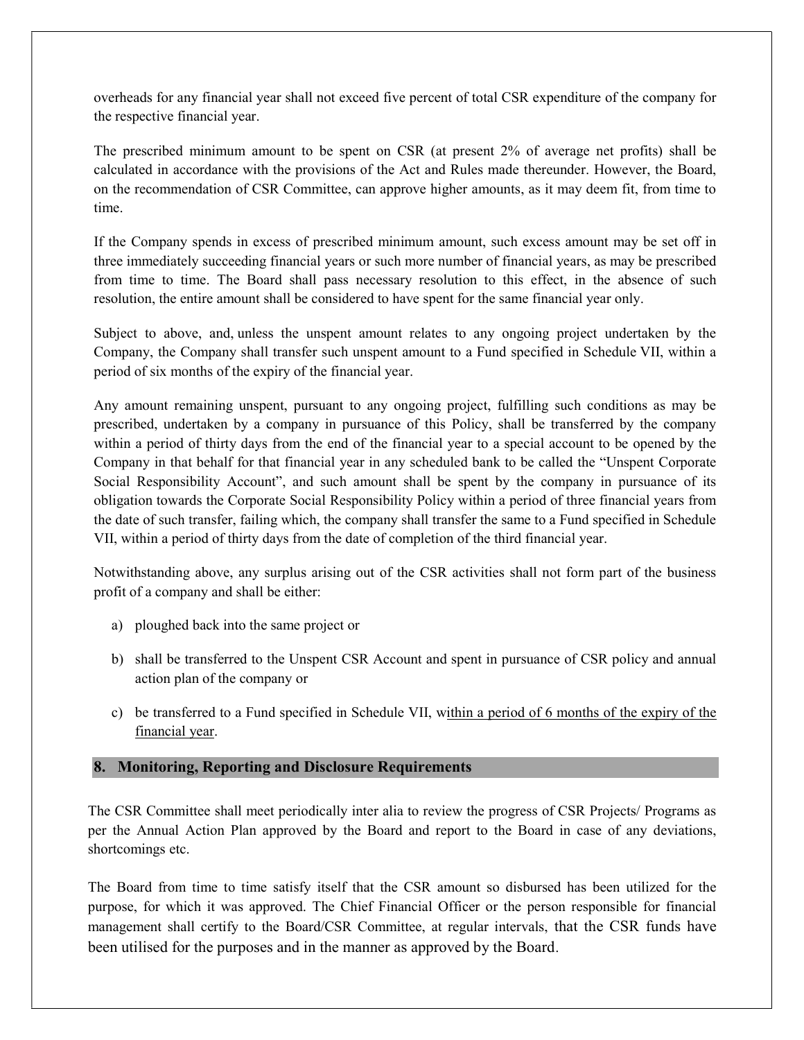overheads for any financial year shall not exceed five percent of total CSR expenditure of the company for the respective financial year.

The prescribed minimum amount to be spent on CSR (at present 2% of average net profits) shall be calculated in accordance with the provisions of the Act and Rules made thereunder. However, the Board, on the recommendation of CSR Committee, can approve higher amounts, as it may deem fit, from time to time.

If the Company spends in excess of prescribed minimum amount, such excess amount may be set off in three immediately succeeding financial years or such more number of financial years, as may be prescribed from time to time. The Board shall pass necessary resolution to this effect, in the absence of such resolution, the entire amount shall be considered to have spent for the same financial year only.

Subject to above, and, unless the unspent amount relates to any ongoing project undertaken by the Company, the Company shall transfer such unspent amount to a Fund specified in Schedule VII, within a period of six months of the expiry of the financial year.

Any amount remaining unspent, pursuant to any ongoing project, fulfilling such conditions as may be prescribed, undertaken by a company in pursuance of this Policy, shall be transferred by the company within a period of thirty days from the end of the financial year to a special account to be opened by the Company in that behalf for that financial year in any scheduled bank to be called the "Unspent Corporate Social Responsibility Account", and such amount shall be spent by the company in pursuance of its obligation towards the Corporate Social Responsibility Policy within a period of three financial years from the date of such transfer, failing which, the company shall transfer the same to a Fund specified in Schedule VII, within a period of thirty days from the date of completion of the third financial year.

Notwithstanding above, any surplus arising out of the CSR activities shall not form part of the business profit of a company and shall be either:

a) ploughed back into the same project or

b) shall be transferred to the Unspent CSR Account and spent in pursuance of CSR policy and annual action plan of the company or

c) be transferred to a Fund specified in Schedule VII, within a period of 6 months of the expiry of the financial year.

## 8. Monitoring, Reporting and Disclosure Requirements

The CSR Committee shall meet periodically inter alia to review the progress of CSR Projects/ Programs as per the Annual Action Plan approved by the Board and report to the Board in case of any deviations, shortcomings etc.

The Board from time to time satisfy itself that the CSR amount so disbursed has been utilized for the purpose, for which it was approved. The Chief Financial Officer or the person responsible for financial management shall certify to the Board/CSR Committee, at regular intervals, that the CSR funds have been utilised for the purposes and in the manner as approved by the Board.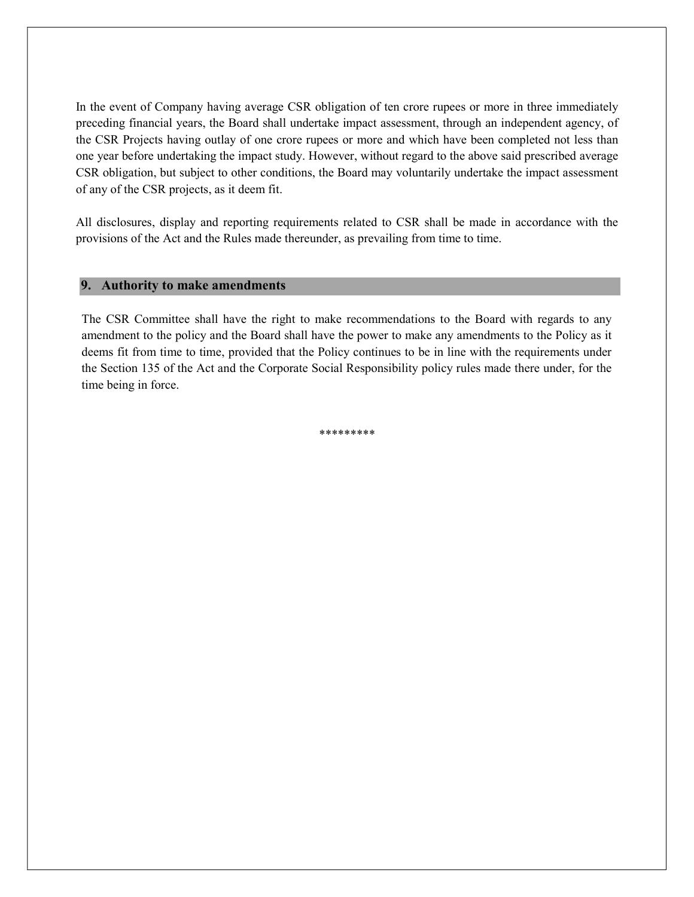In the event of Company having average CSR obligation of ten crore rupees or more in three immediately preceding financial years, the Board shall undertake impact assessment, through an independent agency, of the CSR Projects having outlay of one crore rupees or more and which have been completed not less than one year before undertaking the impact study. However, without regard to the above said prescribed average CSR obligation, but subject to other conditions, the Board may voluntarily undertake the impact assessment of any of the CSR projects, as it deem fit.

All disclosures, display and reporting requirements related to CSR shall be made in accordance with the provisions of the Act and the Rules made thereunder, as prevailing from time to time.

## 9. Authority to make amendments

The CSR Committee shall have the right to make recommendations to the Board with regards to any amendment to the policy and the Board shall have the power to make any amendments to the Policy as it deems fit from time to time, provided that the Policy continues to be in line with the requirements under the Section 135 of the Act and the Corporate Social Responsibility policy rules made there under, for the time being in force.

*********